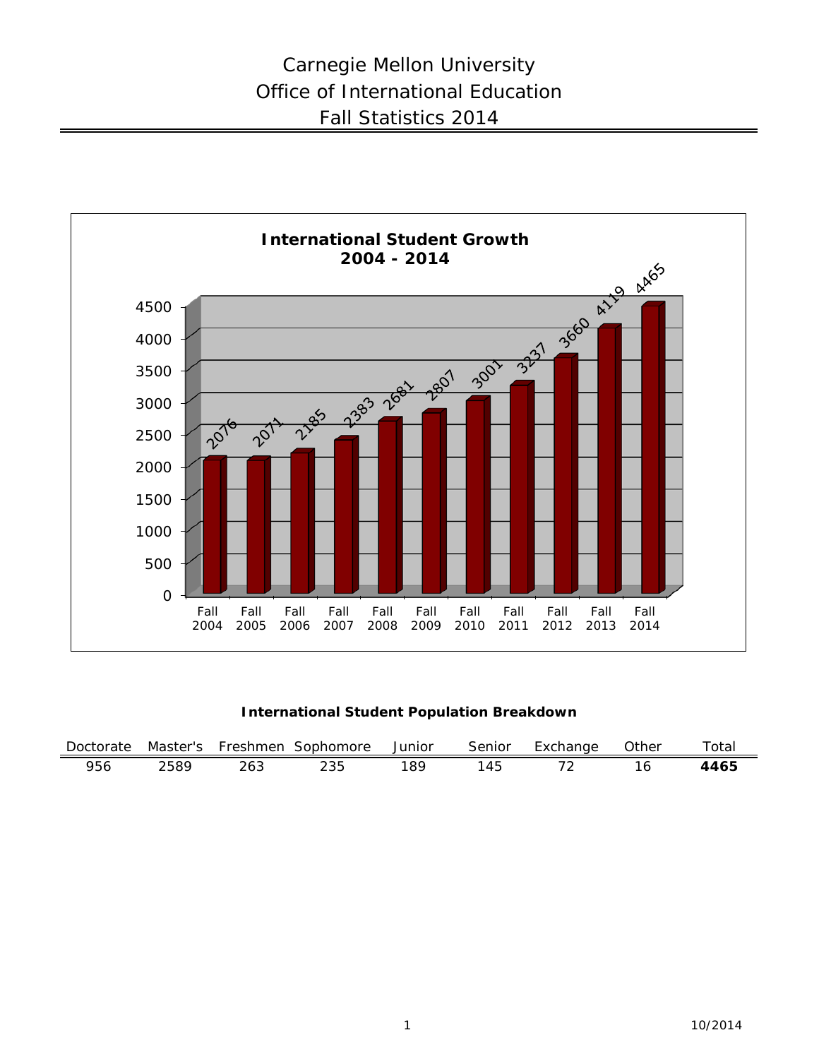# Carnegie Mellon University
## Office of International Education
## Fall Statistics 2014

**International Student Growth 2004 - 2014**

| Year | Students |
|---|---|
| Fall 2004 | 2076 |
| Fall 2005 | 2071 |
| Fall 2006 | 2185 |
| Fall 2007 | 2383 |
| Fall 2008 | 2681 |
| Fall 2009 | 2807 |
| Fall 2010 | 3001 |
| Fall 2011 | 3237 |
| Fall 2012 | 3660 |
| Fall 2013 | 4119 |
| Fall 2014 | 4465 |

**International Student Population Breakdown**

| Doctorate | Master's | Freshmen | Sophomore | Junior | Senior | Exchange | Other | Total |
|---|---|---|---|---|---|---|---|---|
| 956 | 2589 | 263 | 235 | 189 | 145 | 72 | 16 | **4465** |

10/2014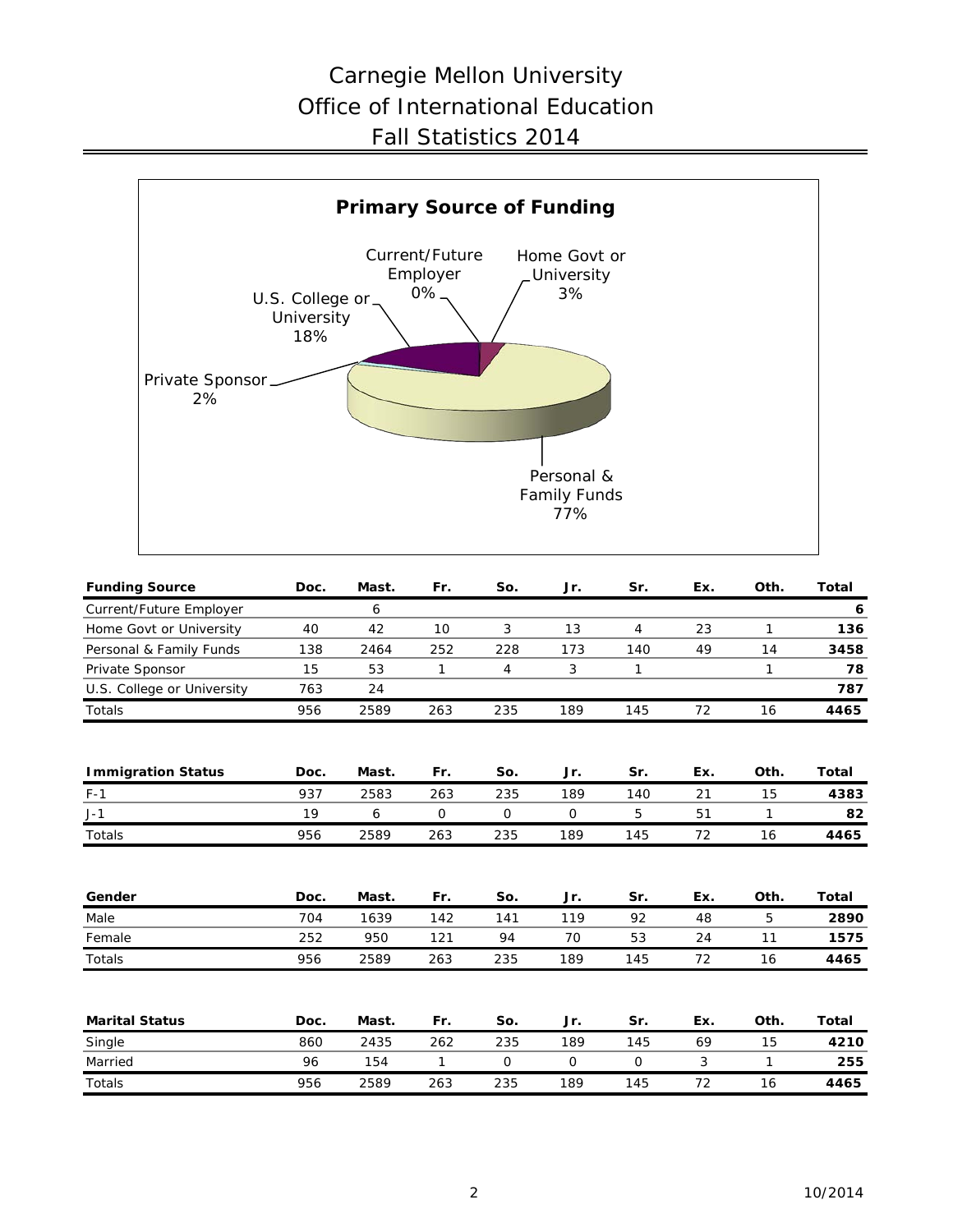# Carnegie Mellon University
# Office of International Education
# Fall Statistics 2014

**Primary Source of Funding**

Current/Future Employer 0%
Home Govt or University 3%
U.S. College or University 18%
Private Sponsor 2%
Personal & Family Funds 77%

| Funding Source | Doc. | Mast. | Fr. | So. | Jr. | Sr. | Ex. | Oth. | Total |
|---|---|---|---|---|---|---|---|---|---|
| Current/Future Employer | | 6 | | | | | | | **6** |
| Home Govt or University | 40 | 42 | 10 | 3 | 13 | 4 | 23 | 1 | **136** |
| Personal & Family Funds | 138 | 2464 | 252 | 228 | 173 | 140 | 49 | 14 | **3458** |
| Private Sponsor | 15 | 53 | 1 | 4 | 3 | 1 | | 1 | **78** |
| U.S. College or University | 763 | 24 | | | | | | | **787** |
| Totals | 956 | 2589 | 263 | 235 | 189 | 145 | 72 | 16 | **4465** |

| Immigration Status | Doc. | Mast. | Fr. | So. | Jr. | Sr. | Ex. | Oth. | Total |
|---|---|---|---|---|---|---|---|---|---|
| F-1 | 937 | 2583 | 263 | 235 | 189 | 140 | 21 | 15 | **4383** |
| J-1 | 19 | 6 | 0 | 0 | 0 | 5 | 51 | 1 | **82** |
| Totals | 956 | 2589 | 263 | 235 | 189 | 145 | 72 | 16 | **4465** |

| Gender | Doc. | Mast. | Fr. | So. | Jr. | Sr. | Ex. | Oth. | Total |
|---|---|---|---|---|---|---|---|---|---|
| Male | 704 | 1639 | 142 | 141 | 119 | 92 | 48 | 5 | **2890** |
| Female | 252 | 950 | 121 | 94 | 70 | 53 | 24 | 11 | **1575** |
| Totals | 956 | 2589 | 263 | 235 | 189 | 145 | 72 | 16 | **4465** |

| Marital Status | Doc. | Mast. | Fr. | So. | Jr. | Sr. | Ex. | Oth. | Total |
|---|---|---|---|---|---|---|---|---|---|
| Single | 860 | 2435 | 262 | 235 | 189 | 145 | 69 | 15 | **4210** |
| Married | 96 | 154 | 1 | 0 | 0 | 0 | 3 | 1 | **255** |
| Totals | 956 | 2589 | 263 | 235 | 189 | 145 | 72 | 16 | **4465** |

10/2014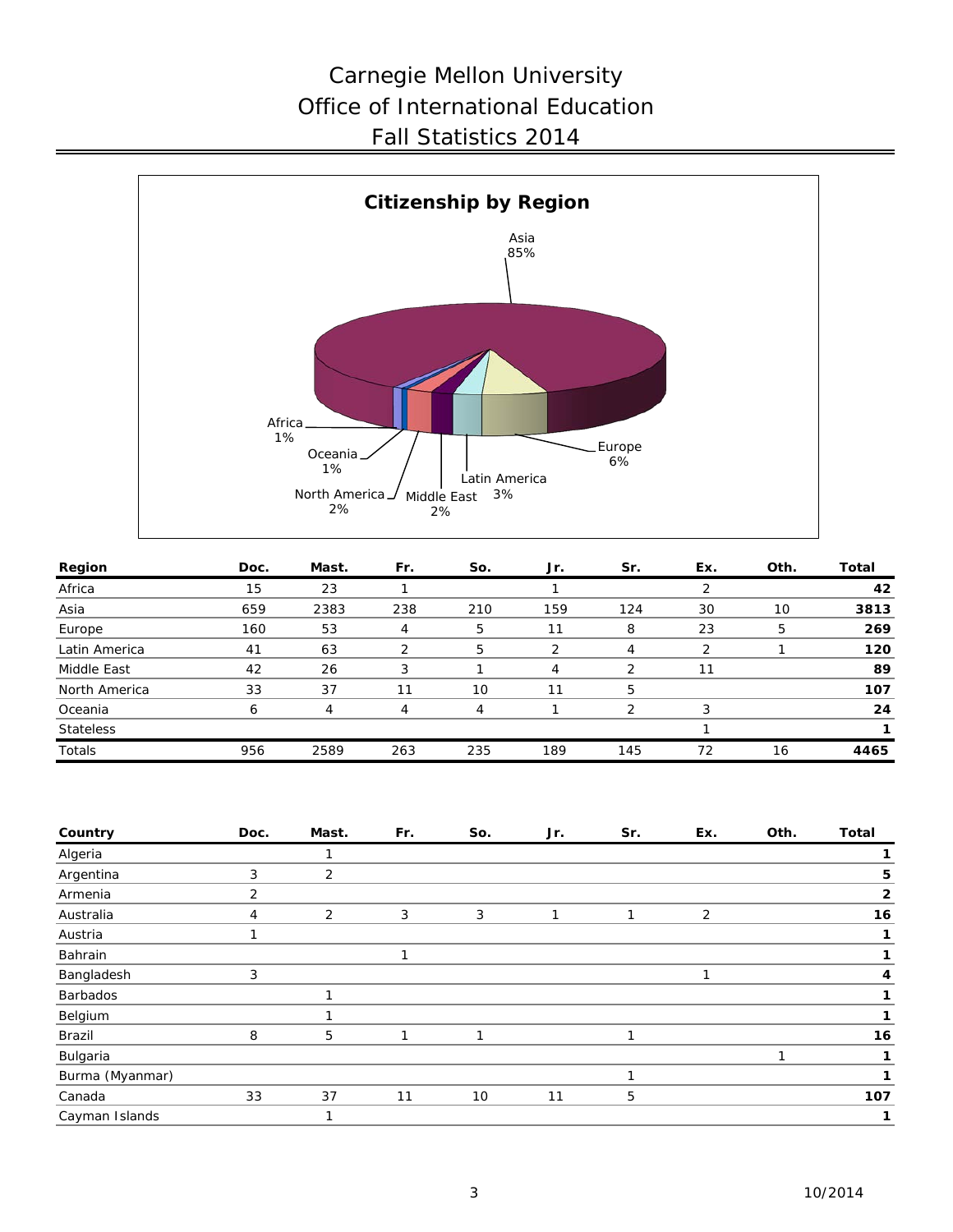# Carnegie Mellon University
# Office of International Education
# Fall Statistics 2014

## Citizenship by Region

Asia 85%, Europe 6%, Latin America 3%, Middle East 2%, North America 2%, Oceania 1%, Africa 1%

| Region | Doc. | Mast. | Fr. | So. | Jr. | Sr. | Ex. | Oth. | Total |
|---|---|---|---|---|---|---|---|---|---|
| Africa | 15 | 23 | 1 | | 1 | | 2 | | **42** |
| Asia | 659 | 2383 | 238 | 210 | 159 | 124 | 30 | 10 | **3813** |
| Europe | 160 | 53 | 4 | 5 | 11 | 8 | 23 | 5 | **269** |
| Latin America | 41 | 63 | 2 | 5 | 2 | 4 | 2 | 1 | **120** |
| Middle East | 42 | 26 | 3 | 1 | 4 | 2 | 11 | | **89** |
| North America | 33 | 37 | 11 | 10 | 11 | 5 | | | **107** |
| Oceania | 6 | 4 | 4 | 4 | 1 | 2 | 3 | | **24** |
| Stateless | | | | | | | 1 | | **1** |
| Totals | 956 | 2589 | 263 | 235 | 189 | 145 | 72 | 16 | **4465** |

| Country | Doc. | Mast. | Fr. | So. | Jr. | Sr. | Ex. | Oth. | Total |
|---|---|---|---|---|---|---|---|---|---|
| Algeria | | 1 | | | | | | | **1** |
| Argentina | 3 | 2 | | | | | | | **5** |
| Armenia | 2 | | | | | | | | **2** |
| Australia | 4 | 2 | 3 | 3 | 1 | 1 | 2 | | **16** |
| Austria | 1 | | | | | | | | **1** |
| Bahrain | | | 1 | | | | | | **1** |
| Bangladesh | 3 | | | | | | 1 | | **4** |
| Barbados | | 1 | | | | | | | **1** |
| Belgium | | 1 | | | | | | | **1** |
| Brazil | 8 | 5 | 1 | 1 | | 1 | | | **16** |
| Bulgaria | | | | | | | | 1 | **1** |
| Burma (Myanmar) | | | | | | 1 | | | **1** |
| Canada | 33 | 37 | 11 | 10 | 11 | 5 | | | **107** |
| Cayman Islands | | 1 | | | | | | | **1** |

10/2014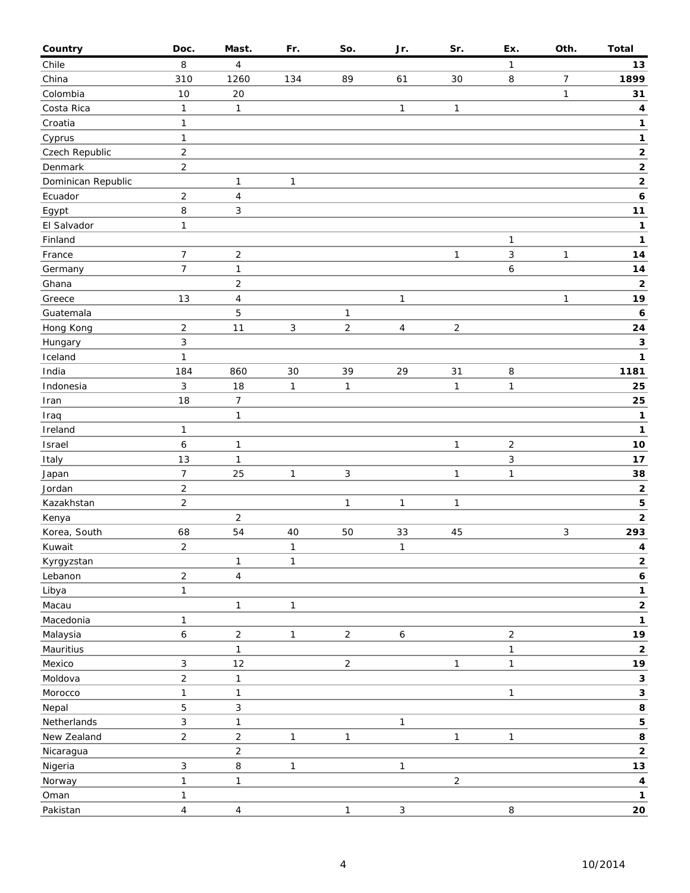| Country | Doc. | Mast. | Fr. | So. | Jr. | Sr. | Ex. | Oth. | Total |
|---|---|---|---|---|---|---|---|---|---|
| Chile | 8 | 4 | | | | | 1 | | **13** |
| China | 310 | 1260 | 134 | 89 | 61 | 30 | 8 | 7 | **1899** |
| Colombia | 10 | 20 | | | | | | 1 | **31** |
| Costa Rica | 1 | 1 | | | 1 | 1 | | | **4** |
| Croatia | 1 | | | | | | | | **1** |
| Cyprus | 1 | | | | | | | | **1** |
| Czech Republic | 2 | | | | | | | | **2** |
| Denmark | 2 | | | | | | | | **2** |
| Dominican Republic | | 1 | 1 | | | | | | **2** |
| Ecuador | 2 | 4 | | | | | | | **6** |
| Egypt | 8 | 3 | | | | | | | **11** |
| El Salvador | 1 | | | | | | | | **1** |
| Finland | | | | | | | 1 | | **1** |
| France | 7 | 2 | | | | 1 | 3 | 1 | **14** |
| Germany | 7 | 1 | | | | | 6 | | **14** |
| Ghana | | 2 | | | | | | | **2** |
| Greece | 13 | 4 | | | 1 | | | 1 | **19** |
| Guatemala | | 5 | | 1 | | | | | **6** |
| Hong Kong | 2 | 11 | 3 | 2 | 4 | 2 | | | **24** |
| Hungary | 3 | | | | | | | | **3** |
| Iceland | 1 | | | | | | | | **1** |
| India | 184 | 860 | 30 | 39 | 29 | 31 | 8 | | **1181** |
| Indonesia | 3 | 18 | 1 | 1 | | 1 | 1 | | **25** |
| Iran | 18 | 7 | | | | | | | **25** |
| Iraq | | 1 | | | | | | | **1** |
| Ireland | 1 | | | | | | | | **1** |
| Israel | 6 | 1 | | | | 1 | 2 | | **10** |
| Italy | 13 | 1 | | | | | 3 | | **17** |
| Japan | 7 | 25 | 1 | 3 | | 1 | 1 | | **38** |
| Jordan | 2 | | | | | | | | **2** |
| Kazakhstan | 2 | | | 1 | 1 | 1 | | | **5** |
| Kenya | | 2 | | | | | | | **2** |
| Korea, South | 68 | 54 | 40 | 50 | 33 | 45 | | 3 | **293** |
| Kuwait | 2 | | 1 | | 1 | | | | **4** |
| Kyrgyzstan | | 1 | 1 | | | | | | **2** |
| Lebanon | 2 | 4 | | | | | | | **6** |
| Libya | 1 | | | | | | | | **1** |
| Macau | | 1 | 1 | | | | | | **2** |
| Macedonia | 1 | | | | | | | | **1** |
| Malaysia | 6 | 2 | 1 | 2 | 6 | | 2 | | **19** |
| Mauritius | | 1 | | | | | 1 | | **2** |
| Mexico | 3 | 12 | | 2 | | 1 | 1 | | **19** |
| Moldova | 2 | 1 | | | | | | | **3** |
| Morocco | 1 | 1 | | | | | 1 | | **3** |
| Nepal | 5 | 3 | | | | | | | **8** |
| Netherlands | 3 | 1 | | | 1 | | | | **5** |
| New Zealand | 2 | 2 | 1 | 1 | | 1 | 1 | | **8** |
| Nicaragua | | 2 | | | | | | | **2** |
| Nigeria | 3 | 8 | 1 | | 1 | | | | **13** |
| Norway | 1 | 1 | | | | 2 | | | **4** |
| Oman | 1 | | | | | | | | **1** |
| Pakistan | 4 | 4 | | 1 | 3 | | 8 | | **20** |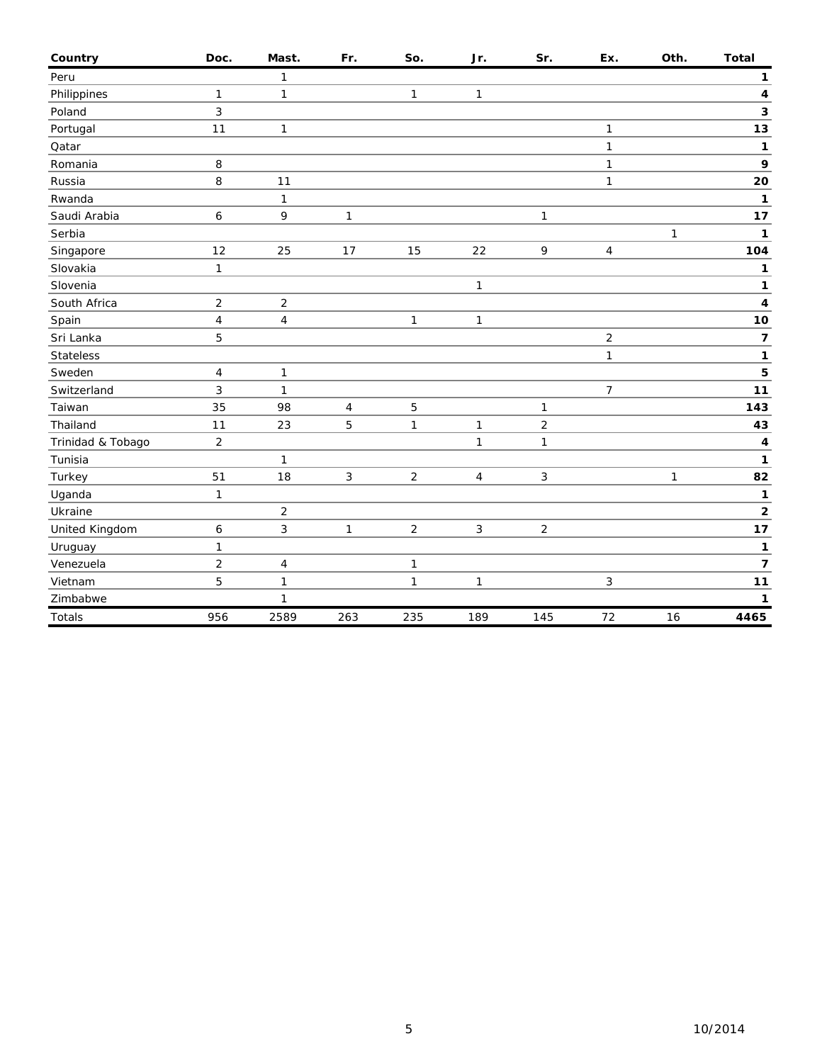| Country | Doc. | Mast. | Fr. | So. | Jr. | Sr. | Ex. | Oth. | Total |
|---|---|---|---|---|---|---|---|---|---|
| Peru | | 1 | | | | | | | **1** |
| Philippines | 1 | 1 | | 1 | 1 | | | | **4** |
| Poland | 3 | | | | | | | | **3** |
| Portugal | 11 | 1 | | | | | 1 | | **13** |
| Qatar | | | | | | | 1 | | **1** |
| Romania | 8 | | | | | | 1 | | **9** |
| Russia | 8 | 11 | | | | | 1 | | **20** |
| Rwanda | | 1 | | | | | | | **1** |
| Saudi Arabia | 6 | 9 | 1 | | | 1 | | | **17** |
| Serbia | | | | | | | | 1 | **1** |
| Singapore | 12 | 25 | 17 | 15 | 22 | 9 | 4 | | **104** |
| Slovakia | 1 | | | | | | | | **1** |
| Slovenia | | | | | 1 | | | | **1** |
| South Africa | 2 | 2 | | | | | | | **4** |
| Spain | 4 | 4 | | 1 | 1 | | | | **10** |
| Sri Lanka | 5 | | | | | | 2 | | **7** |
| Stateless | | | | | | | 1 | | **1** |
| Sweden | 4 | 1 | | | | | | | **5** |
| Switzerland | 3 | 1 | | | | | 7 | | **11** |
| Taiwan | 35 | 98 | 4 | 5 | | 1 | | | **143** |
| Thailand | 11 | 23 | 5 | 1 | 1 | 2 | | | **43** |
| Trinidad & Tobago | 2 | | | | 1 | 1 | | | **4** |
| Tunisia | | 1 | | | | | | | **1** |
| Turkey | 51 | 18 | 3 | 2 | 4 | 3 | | 1 | **82** |
| Uganda | 1 | | | | | | | | **1** |
| Ukraine | | 2 | | | | | | | **2** |
| United Kingdom | 6 | 3 | 1 | 2 | 3 | 2 | | | **17** |
| Uruguay | 1 | | | | | | | | **1** |
| Venezuela | 2 | 4 | | 1 | | | | | **7** |
| Vietnam | 5 | 1 | | 1 | 1 | | 3 | | **11** |
| Zimbabwe | | 1 | | | | | | | **1** |
| Totals | 956 | 2589 | 263 | 235 | 189 | 145 | 72 | 16 | **4465** |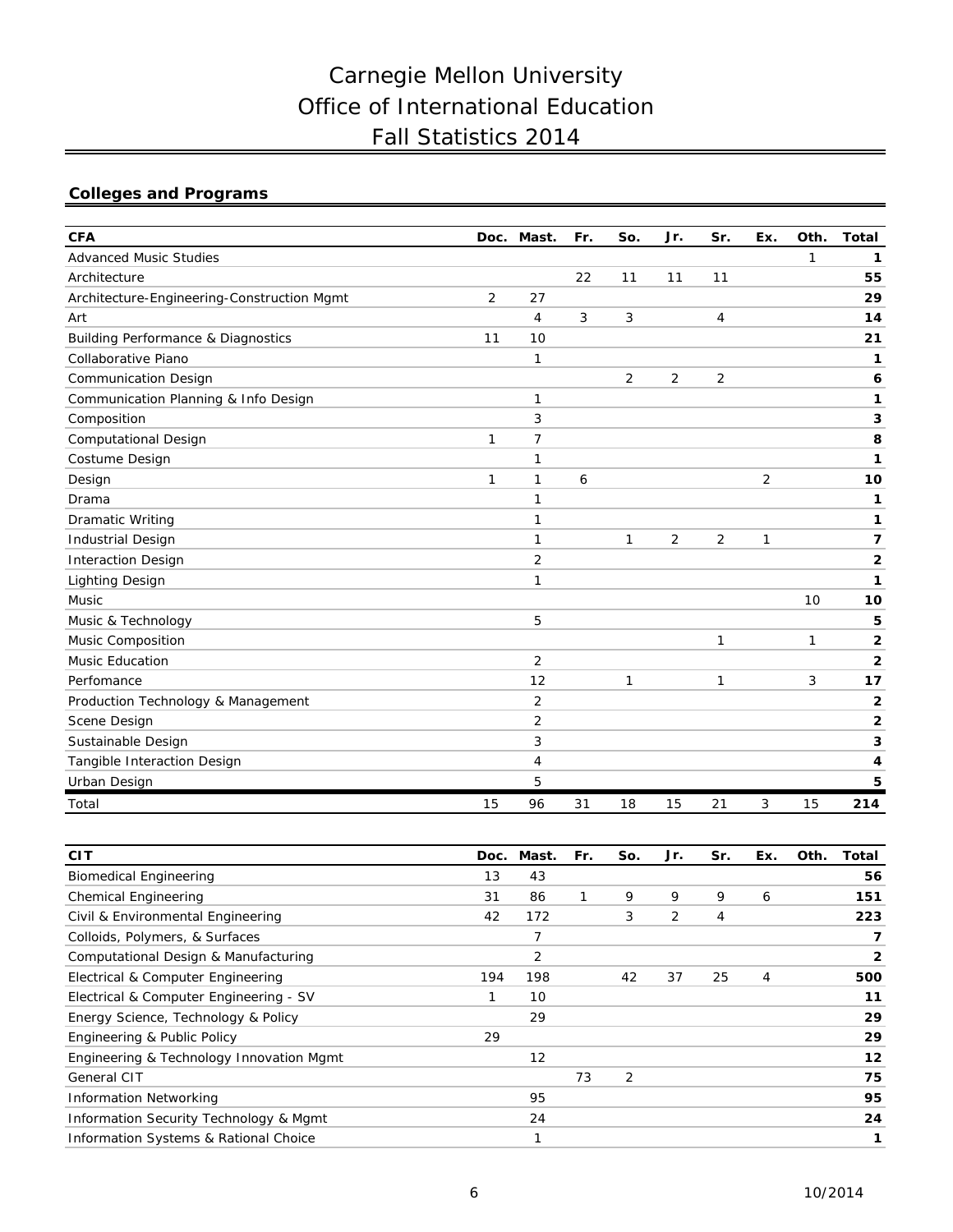# Carnegie Mellon University
# Office of International Education
# Fall Statistics 2014

## Colleges and Programs

| CFA | Doc. | Mast. | Fr. | So. | Jr. | Sr. | Ex. | Oth. | Total |
|---|---|---|---|---|---|---|---|---|---|
| Advanced Music Studies | | | | | | | | 1 | **1** |
| Architecture | | | 22 | 11 | 11 | 11 | | | **55** |
| Architecture-Engineering-Construction Mgmt | 2 | 27 | | | | | | | **29** |
| Art | | 4 | 3 | 3 | | 4 | | | **14** |
| Building Performance & Diagnostics | 11 | 10 | | | | | | | **21** |
| Collaborative Piano | | 1 | | | | | | | **1** |
| Communication Design | | | | 2 | 2 | 2 | | | **6** |
| Communication Planning & Info Design | | 1 | | | | | | | **1** |
| Composition | | 3 | | | | | | | **3** |
| Computational Design | 1 | 7 | | | | | | | **8** |
| Costume Design | | 1 | | | | | | | **1** |
| Design | 1 | 1 | 6 | | | | 2 | | **10** |
| Drama | | 1 | | | | | | | **1** |
| Dramatic Writing | | 1 | | | | | | | **1** |
| Industrial Design | | 1 | | 1 | 2 | 2 | 1 | | **7** |
| Interaction Design | | 2 | | | | | | | **2** |
| Lighting Design | | 1 | | | | | | | **1** |
| Music | | | | | | | | 10 | **10** |
| Music & Technology | | 5 | | | | | | | **5** |
| Music Composition | | | | | | 1 | | 1 | **2** |
| Music Education | | 2 | | | | | | | **2** |
| Perfomance | | 12 | | 1 | | 1 | | 3 | **17** |
| Production Technology & Management | | 2 | | | | | | | **2** |
| Scene Design | | 2 | | | | | | | **2** |
| Sustainable Design | | 3 | | | | | | | **3** |
| Tangible Interaction Design | | 4 | | | | | | | **4** |
| Urban Design | | 5 | | | | | | | **5** |
| Total | 15 | 96 | 31 | 18 | 15 | 21 | 3 | 15 | **214** |

| CIT | Doc. | Mast. | Fr. | So. | Jr. | Sr. | Ex. | Oth. | Total |
|---|---|---|---|---|---|---|---|---|---|
| Biomedical Engineering | 13 | 43 | | | | | | | **56** |
| Chemical Engineering | 31 | 86 | 1 | 9 | 9 | 9 | 6 | | **151** |
| Civil & Environmental Engineering | 42 | 172 | | 3 | 2 | 4 | | | **223** |
| Colloids, Polymers, & Surfaces | | 7 | | | | | | | **7** |
| Computational Design & Manufacturing | | 2 | | | | | | | **2** |
| Electrical & Computer Engineering | 194 | 198 | | 42 | 37 | 25 | 4 | | **500** |
| Electrical & Computer Engineering - SV | 1 | 10 | | | | | | | **11** |
| Energy Science, Technology & Policy | | 29 | | | | | | | **29** |
| Engineering & Public Policy | 29 | | | | | | | | **29** |
| Engineering & Technology Innovation Mgmt | | 12 | | | | | | | **12** |
| General CIT | | | 73 | 2 | | | | | **75** |
| Information Networking | | 95 | | | | | | | **95** |
| Information Security Technology & Mgmt | | 24 | | | | | | | **24** |
| Information Systems & Rational Choice | | 1 | | | | | | | **1** |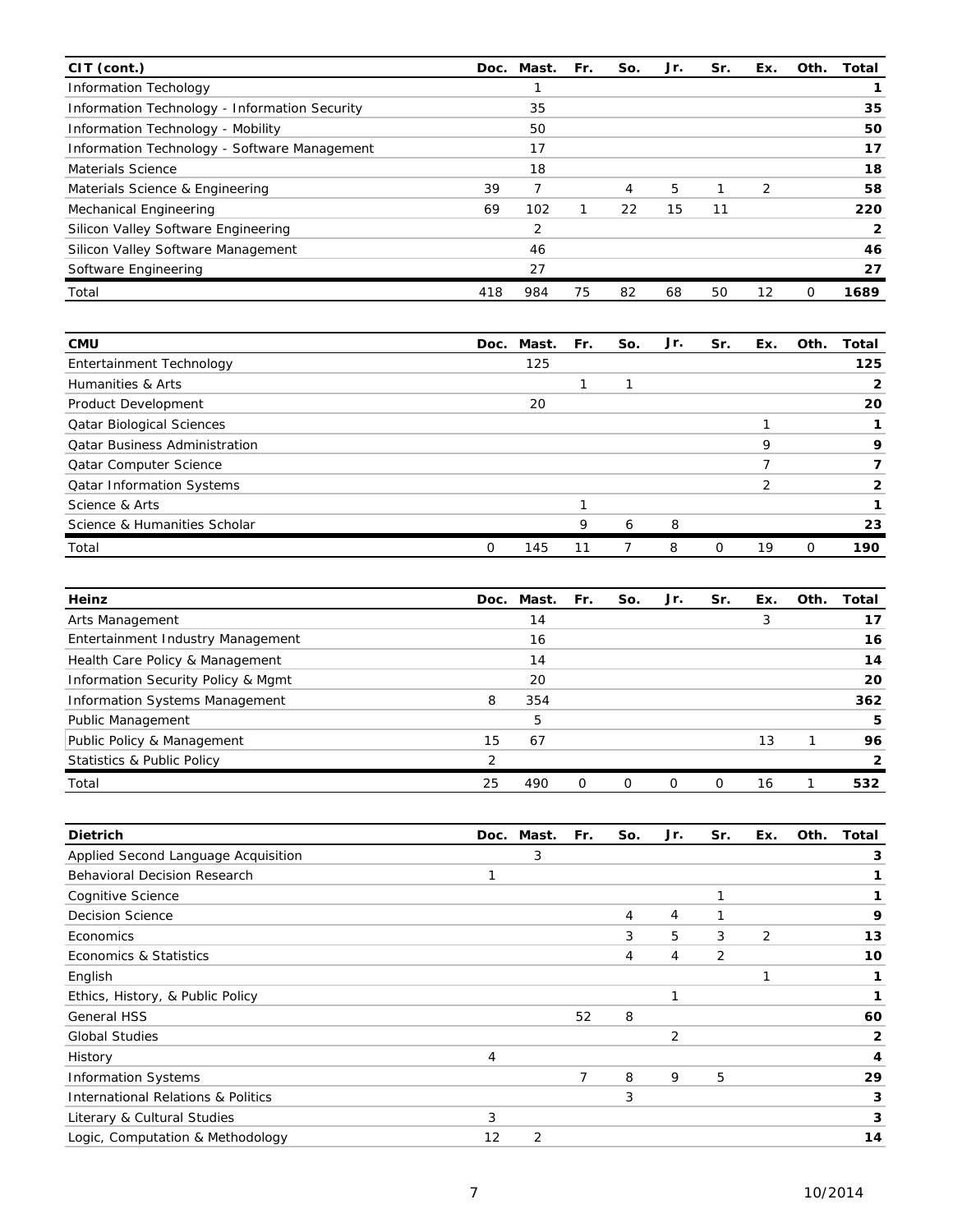| CIT (cont.) | Doc. | Mast. | Fr. | So. | Jr. | Sr. | Ex. | Oth. | Total |
|---|---|---|---|---|---|---|---|---|---|
| Information Techology | | 1 | | | | | | | **1** |
| Information Technology - Information Security | | 35 | | | | | | | **35** |
| Information Technology - Mobility | | 50 | | | | | | | **50** |
| Information Technology - Software Management | | 17 | | | | | | | **17** |
| Materials Science | | 18 | | | | | | | **18** |
| Materials Science & Engineering | 39 | 7 | | 4 | 5 | 1 | 2 | | **58** |
| Mechanical Engineering | 69 | 102 | 1 | 22 | 15 | 11 | | | **220** |
| Silicon Valley Software Engineering | | 2 | | | | | | | **2** |
| Silicon Valley Software Management | | 46 | | | | | | | **46** |
| Software Engineering | | 27 | | | | | | | **27** |
| Total | 418 | 984 | 75 | 82 | 68 | 50 | 12 | 0 | **1689** |

| CMU | Doc. | Mast. | Fr. | So. | Jr. | Sr. | Ex. | Oth. | Total |
|---|---|---|---|---|---|---|---|---|---|
| Entertainment Technology | | 125 | | | | | | | **125** |
| Humanities & Arts | | | 1 | 1 | | | | | **2** |
| Product Development | | 20 | | | | | | | **20** |
| Qatar Biological Sciences | | | | | | | 1 | | **1** |
| Qatar Business Administration | | | | | | | 9 | | **9** |
| Qatar Computer Science | | | | | | | 7 | | **7** |
| Qatar Information Systems | | | | | | | 2 | | **2** |
| Science & Arts | | | 1 | | | | | | **1** |
| Science & Humanities Scholar | | | 9 | 6 | 8 | | | | **23** |
| Total | 0 | 145 | 11 | 7 | 8 | 0 | 19 | 0 | **190** |

| Heinz | Doc. | Mast. | Fr. | So. | Jr. | Sr. | Ex. | Oth. | Total |
|---|---|---|---|---|---|---|---|---|---|
| Arts Management | | 14 | | | | | 3 | | **17** |
| Entertainment Industry Management | | 16 | | | | | | | **16** |
| Health Care Policy & Management | | 14 | | | | | | | **14** |
| Information Security Policy & Mgmt | | 20 | | | | | | | **20** |
| Information Systems Management | 8 | 354 | | | | | | | **362** |
| Public Management | | 5 | | | | | | | **5** |
| Public Policy & Management | 15 | 67 | | | | | 13 | 1 | **96** |
| Statistics & Public Policy | 2 | | | | | | | | **2** |
| Total | 25 | 490 | 0 | 0 | 0 | 0 | 16 | 1 | **532** |

| Dietrich | Doc. | Mast. | Fr. | So. | Jr. | Sr. | Ex. | Oth. | Total |
|---|---|---|---|---|---|---|---|---|---|
| Applied Second Language Acquisition | | 3 | | | | | | | **3** |
| Behavioral Decision Research | 1 | | | | | | | | **1** |
| Cognitive Science | | | | | | 1 | | | **1** |
| Decision Science | | | | 4 | 4 | 1 | | | **9** |
| Economics | | | | 3 | 5 | 3 | 2 | | **13** |
| Economics & Statistics | | | | 4 | 4 | 2 | | | **10** |
| English | | | | | | | 1 | | **1** |
| Ethics, History, & Public Policy | | | | | 1 | | | | **1** |
| General HSS | | | 52 | 8 | | | | | **60** |
| Global Studies | | | | | 2 | | | | **2** |
| History | 4 | | | | | | | | **4** |
| Information Systems | | | 7 | 8 | 9 | 5 | | | **29** |
| International Relations & Politics | | | | 3 | | | | | **3** |
| Literary & Cultural Studies | 3 | | | | | | | | **3** |
| Logic, Computation & Methodology | 12 | 2 | | | | | | | **14** |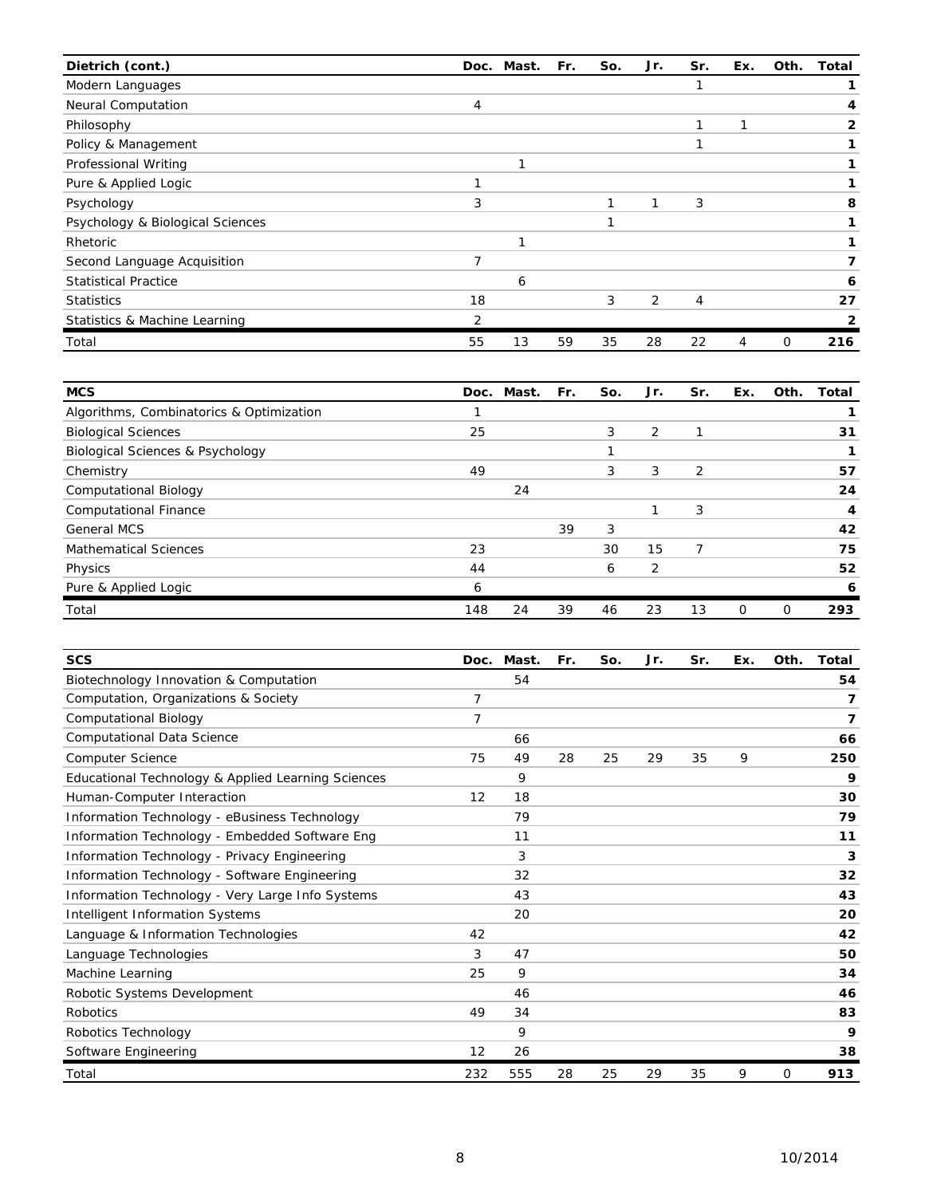| Dietrich (cont.) | Doc. | Mast. | Fr. | So. | Jr. | Sr. | Ex. | Oth. | Total |
|---|---|---|---|---|---|---|---|---|---|
| Modern Languages | | | | | | 1 | | | **1** |
| Neural Computation | 4 | | | | | | | | **4** |
| Philosophy | | | | | | 1 | 1 | | **2** |
| Policy & Management | | | | | | 1 | | | **1** |
| Professional Writing | | 1 | | | | | | | **1** |
| Pure & Applied Logic | 1 | | | | | | | | **1** |
| Psychology | 3 | | | 1 | 1 | 3 | | | **8** |
| Psychology & Biological Sciences | | | | 1 | | | | | **1** |
| Rhetoric | | 1 | | | | | | | **1** |
| Second Language Acquisition | 7 | | | | | | | | **7** |
| Statistical Practice | | 6 | | | | | | | **6** |
| Statistics | 18 | | | 3 | 2 | 4 | | | **27** |
| Statistics & Machine Learning | 2 | | | | | | | | **2** |
| Total | 55 | 13 | 59 | 35 | 28 | 22 | 4 | 0 | **216** |

| MCS | Doc. | Mast. | Fr. | So. | Jr. | Sr. | Ex. | Oth. | Total |
|---|---|---|---|---|---|---|---|---|---|
| Algorithms, Combinatorics & Optimization | 1 | | | | | | | | **1** |
| Biological Sciences | 25 | | | 3 | 2 | 1 | | | **31** |
| Biological Sciences & Psychology | | | | 1 | | | | | **1** |
| Chemistry | 49 | | | 3 | 3 | 2 | | | **57** |
| Computational Biology | | 24 | | | | | | | **24** |
| Computational Finance | | | | | 1 | 3 | | | **4** |
| General MCS | | | 39 | 3 | | | | | **42** |
| Mathematical Sciences | 23 | | | 30 | 15 | 7 | | | **75** |
| Physics | 44 | | | 6 | 2 | | | | **52** |
| Pure & Applied Logic | 6 | | | | | | | | **6** |
| Total | 148 | 24 | 39 | 46 | 23 | 13 | 0 | 0 | **293** |

| SCS | Doc. | Mast. | Fr. | So. | Jr. | Sr. | Ex. | Oth. | Total |
|---|---|---|---|---|---|---|---|---|---|
| Biotechnology Innovation & Computation | | 54 | | | | | | | **54** |
| Computation, Organizations & Society | 7 | | | | | | | | **7** |
| Computational Biology | 7 | | | | | | | | **7** |
| Computational Data Science | | 66 | | | | | | | **66** |
| Computer Science | 75 | 49 | 28 | 25 | 29 | 35 | 9 | | **250** |
| Educational Technology & Applied Learning Sciences | | 9 | | | | | | | **9** |
| Human-Computer Interaction | 12 | 18 | | | | | | | **30** |
| Information Technology - eBusiness Technology | | 79 | | | | | | | **79** |
| Information Technology - Embedded Software Eng | | 11 | | | | | | | **11** |
| Information Technology - Privacy Engineering | | 3 | | | | | | | **3** |
| Information Technology - Software Engineering | | 32 | | | | | | | **32** |
| Information Technology - Very Large Info Systems | | 43 | | | | | | | **43** |
| Intelligent Information Systems | | 20 | | | | | | | **20** |
| Language & Information Technologies | 42 | | | | | | | | **42** |
| Language Technologies | 3 | 47 | | | | | | | **50** |
| Machine Learning | 25 | 9 | | | | | | | **34** |
| Robotic Systems Development | | 46 | | | | | | | **46** |
| Robotics | 49 | 34 | | | | | | | **83** |
| Robotics Technology | | 9 | | | | | | | **9** |
| Software Engineering | 12 | 26 | | | | | | | **38** |
| Total | 232 | 555 | 28 | 25 | 29 | 35 | 9 | 0 | **913** |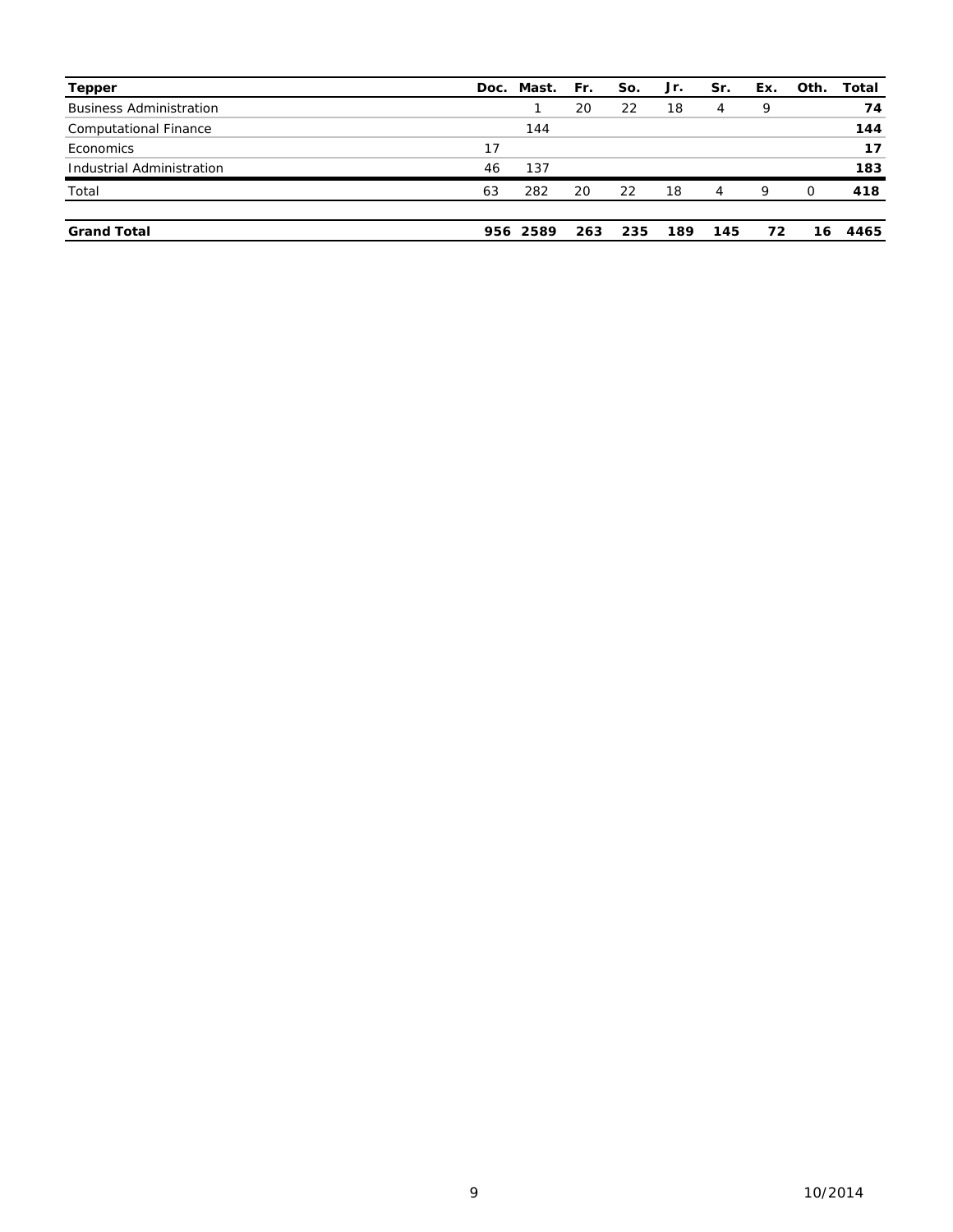| Tepper | Doc. | Mast. | Fr. | So. | Jr. | Sr. | Ex. | Oth. | Total |
|---|---|---|---|---|---|---|---|---|---|
| Business Administration | | 1 | 20 | 22 | 18 | 4 | 9 | | **74** |
| Computational Finance | | 144 | | | | | | | **144** |
| Economics | 17 | | | | | | | | **17** |
| Industrial Administration | 46 | 137 | | | | | | | **183** |
| Total | 63 | 282 | 20 | 22 | 18 | 4 | 9 | 0 | **418** |
| | | | | | | | | | |
| **Grand Total** | **956** | **2589** | **263** | **235** | **189** | **145** | **72** | **16** | **4465** |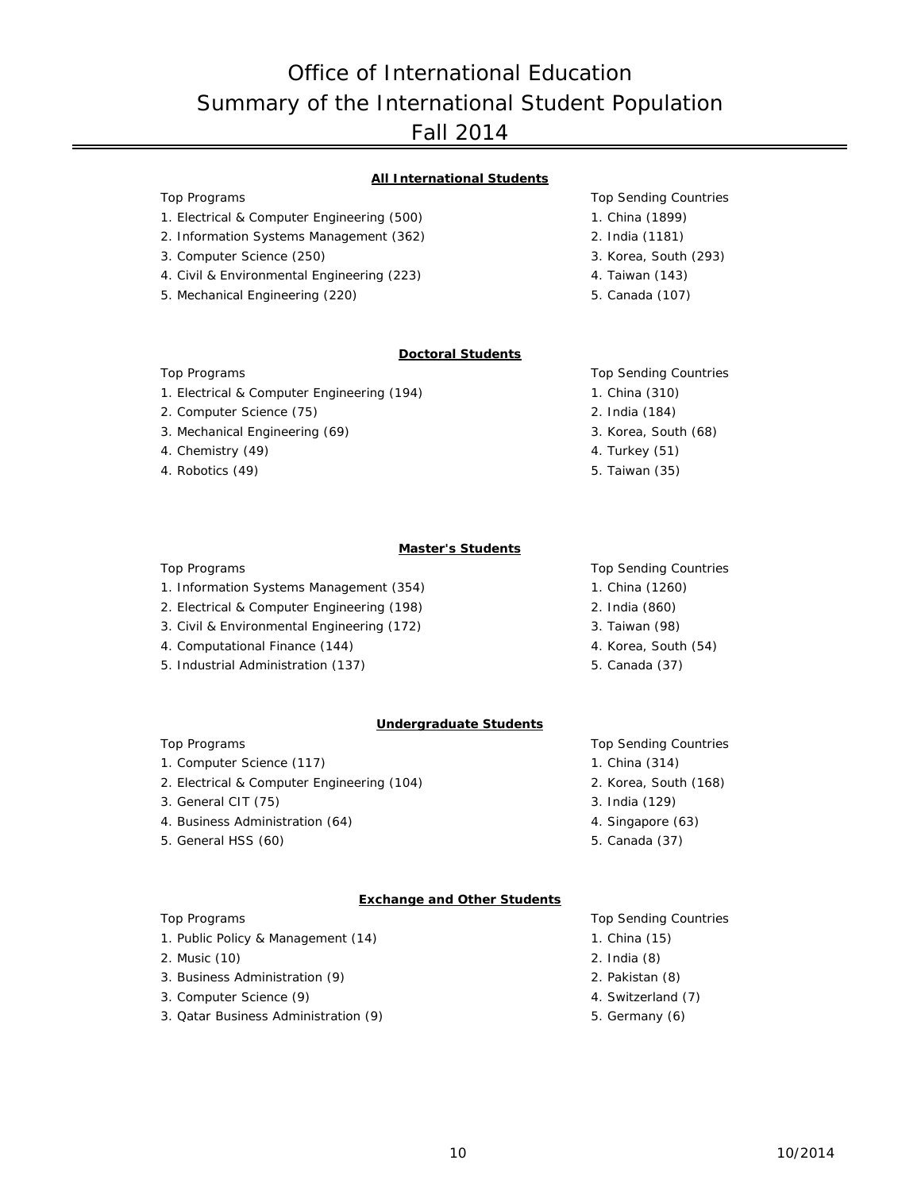# Office of International Education
# Summary of the International Student Population
# Fall 2014

## All International Students

| Top Programs | Top Sending Countries |
| --- | --- |
| 1. Electrical & Computer Engineering (500) | 1. China (1899) |
| 2. Information Systems Management (362) | 2. India (1181) |
| 3. Computer Science (250) | 3. Korea, South (293) |
| 4. Civil & Environmental Engineering (223) | 4. Taiwan (143) |
| 5. Mechanical Engineering (220) | 5. Canada (107) |

## Doctoral Students

| Top Programs | Top Sending Countries |
| --- | --- |
| 1. Electrical & Computer Engineering (194) | 1. China (310) |
| 2. Computer Science (75) | 2. India (184) |
| 3. Mechanical Engineering (69) | 3. Korea, South (68) |
| 4. Chemistry (49) | 4. Turkey (51) |
| 4. Robotics (49) | 5. Taiwan (35) |

## Master's Students

| Top Programs | Top Sending Countries |
| --- | --- |
| 1. Information Systems Management (354) | 1. China (1260) |
| 2. Electrical & Computer Engineering (198) | 2. India (860) |
| 3. Civil & Environmental Engineering (172) | 3. Taiwan (98) |
| 4. Computational Finance (144) | 4. Korea, South (54) |
| 5. Industrial Administration (137) | 5. Canada (37) |

## Undergraduate Students

| Top Programs | Top Sending Countries |
| --- | --- |
| 1. Computer Science (117) | 1. China (314) |
| 2. Electrical & Computer Engineering (104) | 2. Korea, South (168) |
| 3. General CIT (75) | 3. India (129) |
| 4. Business Administration (64) | 4. Singapore (63) |
| 5. General HSS (60) | 5. Canada (37) |

## Exchange and Other Students

| Top Programs | Top Sending Countries |
| --- | --- |
| 1. Public Policy & Management (14) | 1. China (15) |
| 2. Music (10) | 2. India (8) |
| 3. Business Administration (9) | 2. Pakistan (8) |
| 3. Computer Science (9) | 4. Switzerland (7) |
| 3. Qatar Business Administration (9) | 5. Germany (6) |

10/2014